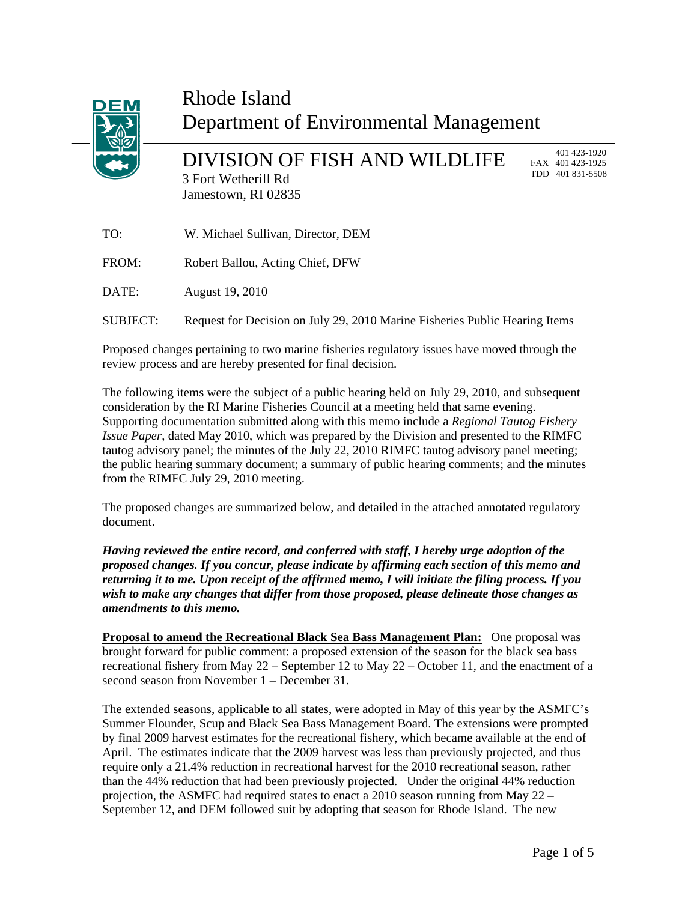# Rhode Island Department of Environmental Management

## DIVISION OF FISH AND WILDLIFE

3 Fort Wetherill Rd
Jamestown, RI 02835

401 423-1920
FAX 401 423-1925
TDD 401 831-5508

TO: W. Michael Sullivan, Director, DEM

FROM: Robert Ballou, Acting Chief, DFW

DATE: August 19, 2010

SUBJECT: Request for Decision on July 29, 2010 Marine Fisheries Public Hearing Items

Proposed changes pertaining to two marine fisheries regulatory issues have moved through the review process and are hereby presented for final decision.

The following items were the subject of a public hearing held on July 29, 2010, and subsequent consideration by the RI Marine Fisheries Council at a meeting held that same evening. Supporting documentation submitted along with this memo include a *Regional Tautog Fishery Issue Paper*, dated May 2010, which was prepared by the Division and presented to the RIMFC tautog advisory panel; the minutes of the July 22, 2010 RIMFC tautog advisory panel meeting; the public hearing summary document; a summary of public hearing comments; and the minutes from the RIMFC July 29, 2010 meeting.

The proposed changes are summarized below, and detailed in the attached annotated regulatory document.

***Having reviewed the entire record, and conferred with staff, I hereby urge adoption of the proposed changes. If you concur, please indicate by affirming each section of this memo and returning it to me. Upon receipt of the affirmed memo, I will initiate the filing process. If you wish to make any changes that differ from those proposed, please delineate those changes as amendments to this memo.***

**Proposal to amend the Recreational Black Sea Bass Management Plan:** One proposal was brought forward for public comment: a proposed extension of the season for the black sea bass recreational fishery from May 22 – September 12 to May 22 – October 11, and the enactment of a second season from November 1 – December 31.

The extended seasons, applicable to all states, were adopted in May of this year by the ASMFC's Summer Flounder, Scup and Black Sea Bass Management Board. The extensions were prompted by final 2009 harvest estimates for the recreational fishery, which became available at the end of April. The estimates indicate that the 2009 harvest was less than previously projected, and thus require only a 21.4% reduction in recreational harvest for the 2010 recreational season, rather than the 44% reduction that had been previously projected. Under the original 44% reduction projection, the ASMFC had required states to enact a 2010 season running from May 22 – September 12, and DEM followed suit by adopting that season for Rhode Island. The new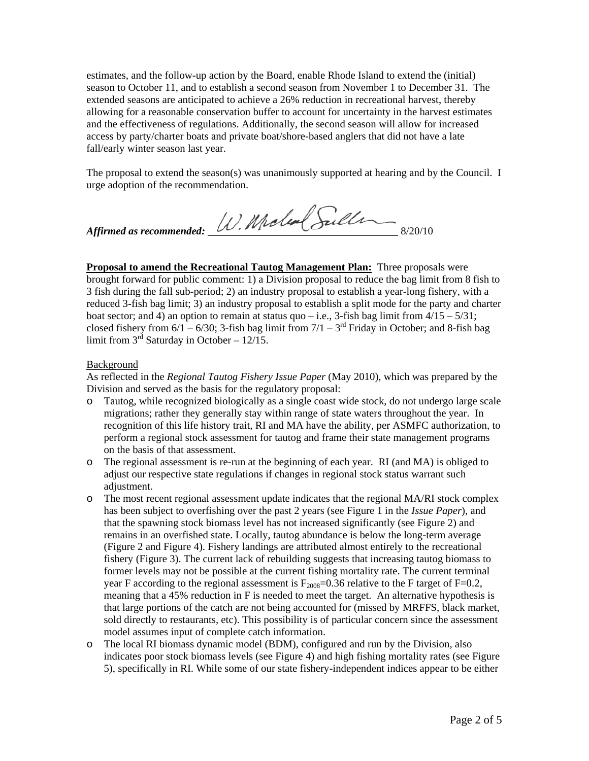estimates, and the follow-up action by the Board, enable Rhode Island to extend the (initial) season to October 11, and to establish a second season from November 1 to December 31. The extended seasons are anticipated to achieve a 26% reduction in recreational harvest, thereby allowing for a reasonable conservation buffer to account for uncertainty in the harvest estimates and the effectiveness of regulations. Additionally, the second season will allow for increased access by party/charter boats and private boat/shore-based anglers that did not have a late fall/early winter season last year.

The proposal to extend the season(s) was unanimously supported at hearing and by the Council. I urge adoption of the recommendation.

***Affirmed as recommended:*** W. Michael Sullivan 8/20/10

**Proposal to amend the Recreational Tautog Management Plan:** Three proposals were brought forward for public comment: 1) a Division proposal to reduce the bag limit from 8 fish to 3 fish during the fall sub-period; 2) an industry proposal to establish a year-long fishery, with a reduced 3-fish bag limit; 3) an industry proposal to establish a split mode for the party and charter boat sector; and 4) an option to remain at status quo – i.e., 3-fish bag limit from 4/15 – 5/31; closed fishery from 6/1 – 6/30; 3-fish bag limit from 7/1 – 3rd Friday in October; and 8-fish bag limit from 3rd Saturday in October – 12/15.

Background

As reflected in the *Regional Tautog Fishery Issue Paper* (May 2010), which was prepared by the Division and served as the basis for the regulatory proposal:

- Tautog, while recognized biologically as a single coast wide stock, do not undergo large scale migrations; rather they generally stay within range of state waters throughout the year. In recognition of this life history trait, RI and MA have the ability, per ASMFC authorization, to perform a regional stock assessment for tautog and frame their state management programs on the basis of that assessment.
- The regional assessment is re-run at the beginning of each year. RI (and MA) is obliged to adjust our respective state regulations if changes in regional stock status warrant such adjustment.
- The most recent regional assessment update indicates that the regional MA/RI stock complex has been subject to overfishing over the past 2 years (see Figure 1 in the *Issue Paper*), and that the spawning stock biomass level has not increased significantly (see Figure 2) and remains in an overfished state. Locally, tautog abundance is below the long-term average (Figure 2 and Figure 4). Fishery landings are attributed almost entirely to the recreational fishery (Figure 3). The current lack of rebuilding suggests that increasing tautog biomass to former levels may not be possible at the current fishing mortality rate. The current terminal year F according to the regional assessment is $F_{2008}=0.36$ relative to the F target of $F=0.2$, meaning that a 45% reduction in F is needed to meet the target. An alternative hypothesis is that large portions of the catch are not being accounted for (missed by MRFFS, black market, sold directly to restaurants, etc). This possibility is of particular concern since the assessment model assumes input of complete catch information.
- The local RI biomass dynamic model (BDM), configured and run by the Division, also indicates poor stock biomass levels (see Figure 4) and high fishing mortality rates (see Figure 5), specifically in RI. While some of our state fishery-independent indices appear to be either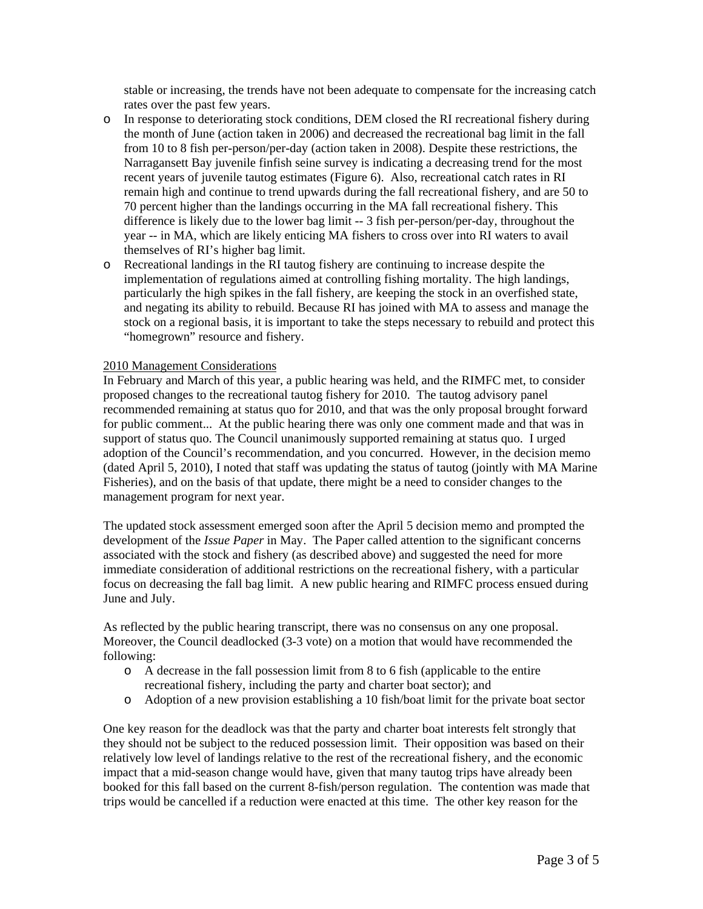stable or increasing, the trends have not been adequate to compensate for the increasing catch rates over the past few years.

- In response to deteriorating stock conditions, DEM closed the RI recreational fishery during the month of June (action taken in 2006) and decreased the recreational bag limit in the fall from 10 to 8 fish per-person/per-day (action taken in 2008). Despite these restrictions, the Narragansett Bay juvenile finfish seine survey is indicating a decreasing trend for the most recent years of juvenile tautog estimates (Figure 6). Also, recreational catch rates in RI remain high and continue to trend upwards during the fall recreational fishery, and are 50 to 70 percent higher than the landings occurring in the MA fall recreational fishery. This difference is likely due to the lower bag limit -- 3 fish per-person/per-day, throughout the year -- in MA, which are likely enticing MA fishers to cross over into RI waters to avail themselves of RI's higher bag limit.
- Recreational landings in the RI tautog fishery are continuing to increase despite the implementation of regulations aimed at controlling fishing mortality. The high landings, particularly the high spikes in the fall fishery, are keeping the stock in an overfished state, and negating its ability to rebuild. Because RI has joined with MA to assess and manage the stock on a regional basis, it is important to take the steps necessary to rebuild and protect this "homegrown" resource and fishery.

<u>2010 Management Considerations</u>

In February and March of this year, a public hearing was held, and the RIMFC met, to consider proposed changes to the recreational tautog fishery for 2010. The tautog advisory panel recommended remaining at status quo for 2010, and that was the only proposal brought forward for public comment... At the public hearing there was only one comment made and that was in support of status quo. The Council unanimously supported remaining at status quo. I urged adoption of the Council's recommendation, and you concurred. However, in the decision memo (dated April 5, 2010), I noted that staff was updating the status of tautog (jointly with MA Marine Fisheries), and on the basis of that update, there might be a need to consider changes to the management program for next year.

The updated stock assessment emerged soon after the April 5 decision memo and prompted the development of the *Issue Paper* in May. The Paper called attention to the significant concerns associated with the stock and fishery (as described above) and suggested the need for more immediate consideration of additional restrictions on the recreational fishery, with a particular focus on decreasing the fall bag limit. A new public hearing and RIMFC process ensued during June and July.

As reflected by the public hearing transcript, there was no consensus on any one proposal. Moreover, the Council deadlocked (3-3 vote) on a motion that would have recommended the following:

- A decrease in the fall possession limit from 8 to 6 fish (applicable to the entire recreational fishery, including the party and charter boat sector); and
- Adoption of a new provision establishing a 10 fish/boat limit for the private boat sector

One key reason for the deadlock was that the party and charter boat interests felt strongly that they should not be subject to the reduced possession limit. Their opposition was based on their relatively low level of landings relative to the rest of the recreational fishery, and the economic impact that a mid-season change would have, given that many tautog trips have already been booked for this fall based on the current 8-fish/person regulation. The contention was made that trips would be cancelled if a reduction were enacted at this time. The other key reason for the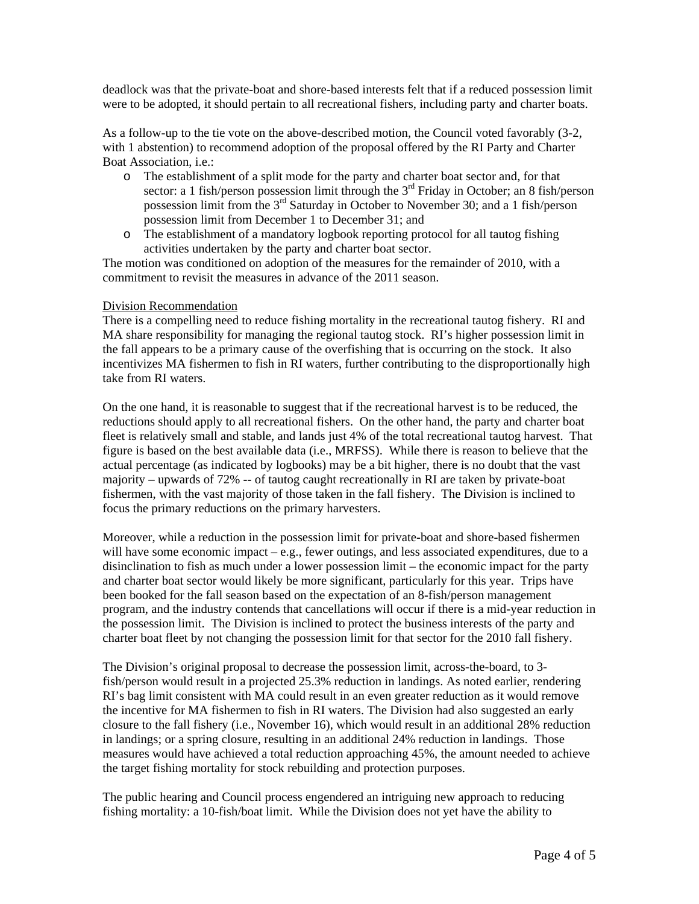deadlock was that the private-boat and shore-based interests felt that if a reduced possession limit were to be adopted, it should pertain to all recreational fishers, including party and charter boats.

As a follow-up to the tie vote on the above-described motion, the Council voted favorably (3-2, with 1 abstention) to recommend adoption of the proposal offered by the RI Party and Charter Boat Association, i.e.:

- The establishment of a split mode for the party and charter boat sector and, for that sector: a 1 fish/person possession limit through the 3rd Friday in October; an 8 fish/person possession limit from the 3rd Saturday in October to November 30; and a 1 fish/person possession limit from December 1 to December 31; and
- The establishment of a mandatory logbook reporting protocol for all tautog fishing activities undertaken by the party and charter boat sector.

The motion was conditioned on adoption of the measures for the remainder of 2010, with a commitment to revisit the measures in advance of the 2011 season.

Division Recommendation

There is a compelling need to reduce fishing mortality in the recreational tautog fishery. RI and MA share responsibility for managing the regional tautog stock. RI's higher possession limit in the fall appears to be a primary cause of the overfishing that is occurring on the stock. It also incentivizes MA fishermen to fish in RI waters, further contributing to the disproportionally high take from RI waters.

On the one hand, it is reasonable to suggest that if the recreational harvest is to be reduced, the reductions should apply to all recreational fishers. On the other hand, the party and charter boat fleet is relatively small and stable, and lands just 4% of the total recreational tautog harvest. That figure is based on the best available data (i.e., MRFSS). While there is reason to believe that the actual percentage (as indicated by logbooks) may be a bit higher, there is no doubt that the vast majority – upwards of 72% -- of tautog caught recreationally in RI are taken by private-boat fishermen, with the vast majority of those taken in the fall fishery. The Division is inclined to focus the primary reductions on the primary harvesters.

Moreover, while a reduction in the possession limit for private-boat and shore-based fishermen will have some economic impact – e.g., fewer outings, and less associated expenditures, due to a disinclination to fish as much under a lower possession limit – the economic impact for the party and charter boat sector would likely be more significant, particularly for this year. Trips have been booked for the fall season based on the expectation of an 8-fish/person management program, and the industry contends that cancellations will occur if there is a mid-year reduction in the possession limit. The Division is inclined to protect the business interests of the party and charter boat fleet by not changing the possession limit for that sector for the 2010 fall fishery.

The Division's original proposal to decrease the possession limit, across-the-board, to 3-fish/person would result in a projected 25.3% reduction in landings. As noted earlier, rendering RI's bag limit consistent with MA could result in an even greater reduction as it would remove the incentive for MA fishermen to fish in RI waters. The Division had also suggested an early closure to the fall fishery (i.e., November 16), which would result in an additional 28% reduction in landings; or a spring closure, resulting in an additional 24% reduction in landings. Those measures would have achieved a total reduction approaching 45%, the amount needed to achieve the target fishing mortality for stock rebuilding and protection purposes.

The public hearing and Council process engendered an intriguing new approach to reducing fishing mortality: a 10-fish/boat limit. While the Division does not yet have the ability to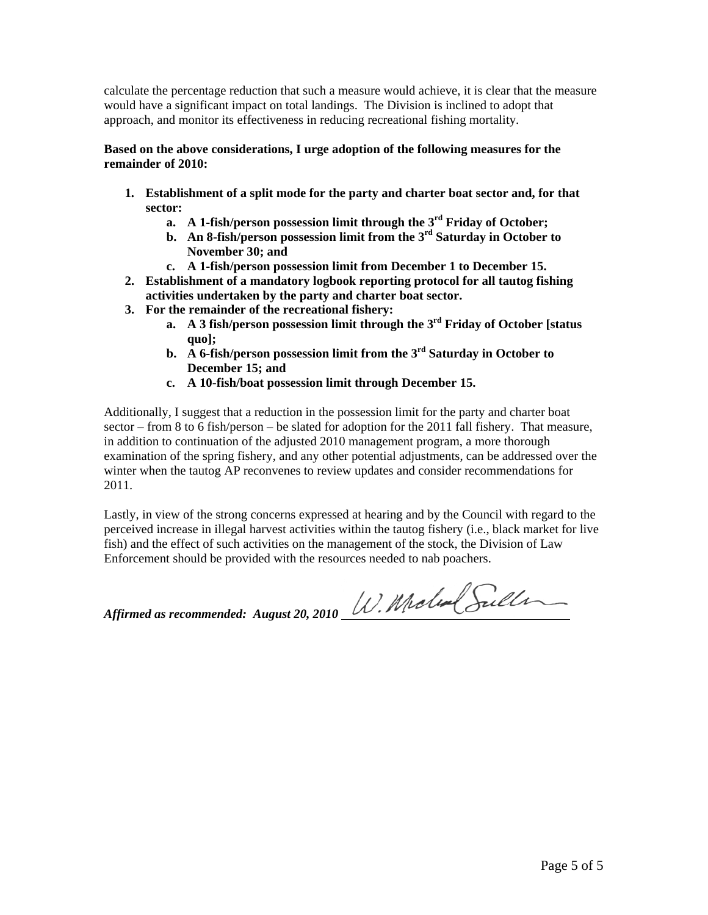calculate the percentage reduction that such a measure would achieve, it is clear that the measure would have a significant impact on total landings. The Division is inclined to adopt that approach, and monitor its effectiveness in reducing recreational fishing mortality.

**Based on the above considerations, I urge adoption of the following measures for the remainder of 2010:**

1. **Establishment of a split mode for the party and charter boat sector and, for that sector:**
   a. **A 1-fish/person possession limit through the 3rd Friday of October;**
   b. **An 8-fish/person possession limit from the 3rd Saturday in October to November 30; and**
   c. **A 1-fish/person possession limit from December 1 to December 15.**
2. **Establishment of a mandatory logbook reporting protocol for all tautog fishing activities undertaken by the party and charter boat sector.**
3. **For the remainder of the recreational fishery:**
   a. **A 3 fish/person possession limit through the 3rd Friday of October [status quo];**
   b. **A 6-fish/person possession limit from the 3rd Saturday in October to December 15; and**
   c. **A 10-fish/boat possession limit through December 15.**

Additionally, I suggest that a reduction in the possession limit for the party and charter boat sector – from 8 to 6 fish/person – be slated for adoption for the 2011 fall fishery. That measure, in addition to continuation of the adjusted 2010 management program, a more thorough examination of the spring fishery, and any other potential adjustments, can be addressed over the winter when the tautog AP reconvenes to review updates and consider recommendations for 2011.

Lastly, in view of the strong concerns expressed at hearing and by the Council with regard to the perceived increase in illegal harvest activities within the tautog fishery (i.e., black market for live fish) and the effect of such activities on the management of the stock, the Division of Law Enforcement should be provided with the resources needed to nab poachers.

***Affirmed as recommended: August 20, 2010*** W. Michael Sullivan